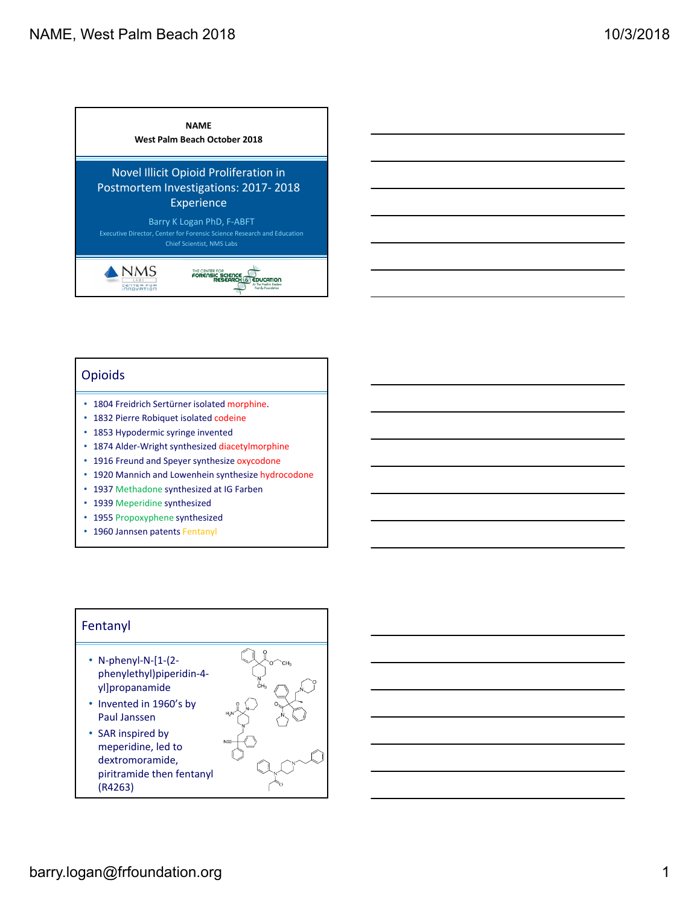## NAME
**West Palm Beach October 2018**

# Novel Illicit Opioid Proliferation in Postmortem Investigations: 2017- 2018 Experience

Barry K Logan PhD, F-ABFT

Executive Director, Center for Forensic Science Research and Education

Chief Scientist, NMS Labs

NMS LABS CENTER FOR INNOVATION

THE CENTER FOR FORENSIC SCIENCE RESEARCH & EDUCATION At The Fredric Rieders Family Foundation

## Opioids

- 1804 Freidrich Sertürner isolated morphine.
- 1832 Pierre Robiquet isolated codeine
- 1853 Hypodermic syringe invented
- 1874 Alder-Wright synthesized diacetylmorphine
- 1916 Freund and Speyer synthesize oxycodone
- 1920 Mannich and Lowenhein synthesize hydrocodone
- 1937 Methadone synthesized at IG Farben
- 1939 Meperidine synthesized
- 1955 Propoxyphene synthesized
- 1960 Jannsen patents Fentanyl

## Fentanyl

- N-phenyl-N-[1-(2-phenylethyl)piperidin-4-yl]propanamide
- Invented in 1960's by Paul Janssen
- SAR inspired by meperidine, led to dextromoramide, piritramide then fentanyl (R4263)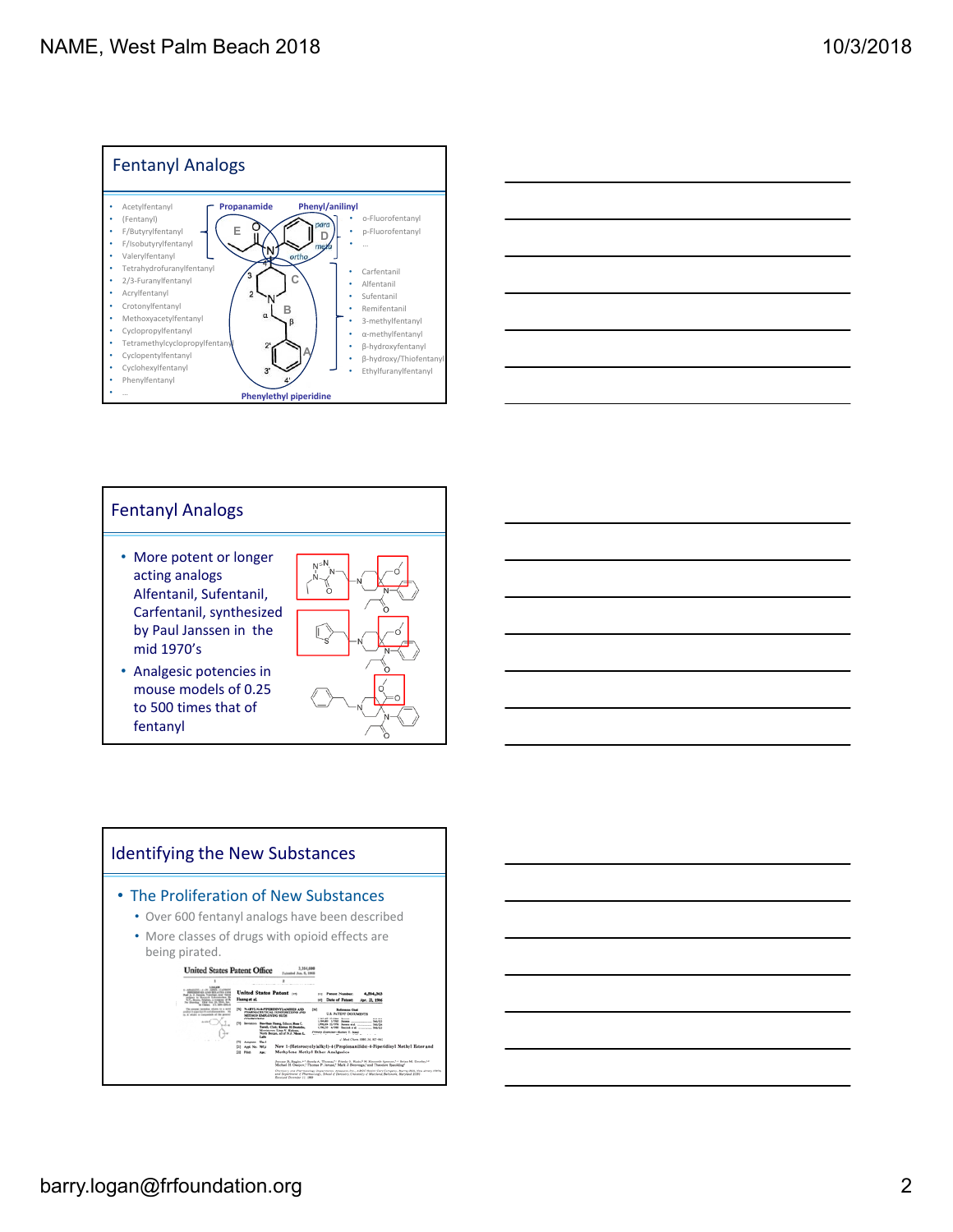## Fantanyl Analogs

- Acetylfentanyl
- (Fentanyl)
- F/Butyrylfentanyl
- F/Isobutyrylfentanyl
- Valerylfentanyl
- Tetrahydrofuranylfentanyl
- 2/3-Furanylfentanyl
- Acrylfentanyl
- Crotonylfentanyl
- Methoxyacetylfentanyl
- Cyclopropylfentanyl
- Tetramethylcyclopropylfentanyl
- Cyclopentylfentanyl
- Cyclohexylfentanyl
- Phenylfentanyl
- ...

Propanamide

Phenyl/anilinyl

- o-Fluorofentanyl
- p-Fluorofentanyl
- ...

- Carfentanil
- Alfentanil
- Sufentanil
- Remifentanil
- 3-methylfentanyl
- α-methylfentanyl
- β-hydroxyfentanyl
- β-hydroxy/Thiofentanyl
- Ethylfuranylfentanyl

Phenylethyl piperidine

## Fentanyl Analogs

- More potent or longer acting analogs Alfentanil, Sufentanil, Carfentanil, synthesized by Paul Janssen in the mid 1970's
- Analgesic potencies in mouse models of 0.25 to 500 times that of fentanyl

## Identifying the New Substances

- The Proliferation of New Substances
  - Over 600 fentanyl analogs have been described
  - More classes of drugs with opioid effects are being pirated.

United States Patent Office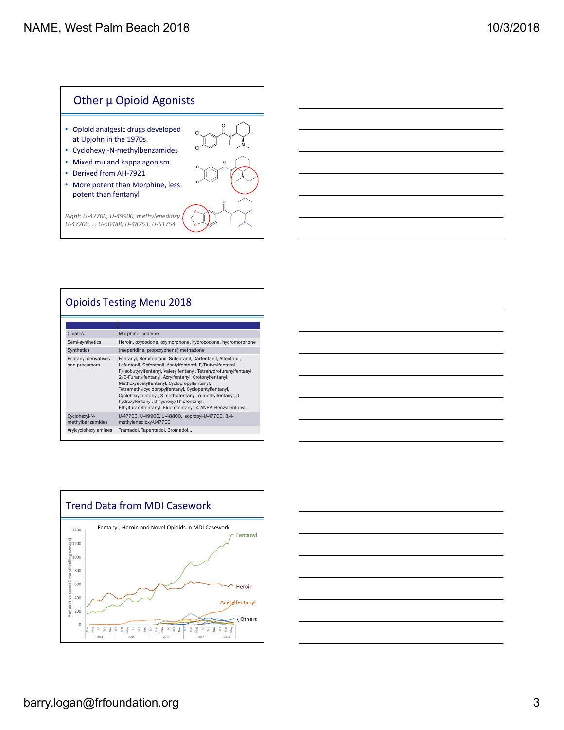## Other μ Opioid Agonists

- Opioid analgesic drugs developed at Upjohn in the 1970s.
- Cyclohexyl-N-methylbenzamides
- Mixed mu and kappa agonism
- Derived from AH-7921
- More potent than Morphine, less potent than fentanyl

*Right: U-47700, U-49900, methylenedioxy U-47700, … U-50488, U-48753, U-51754*

## Opioids Testing Menu 2018

| | |
|---|---|
| Opiates | Morphine, codeine |
| Semi-synthetics | Heroin, oxycodone, oxymorphone, hydrocodone, hydromorphone |
| Synthetics | (meperidine, propoxyphene) methadone |
| Fentanyl derivatives and precursors | Fentanyl, Remifentanil, Sufentanil, Carfentanil, Alfentanil, Lofentanil, Ocfentanil, Acetylfentanyl, F/Butyrylfentanyl, F/Isobutyrylfentanyl, Valerylfentanyl, Tetrahydrofuranylfentanyl, 2/3-Furanylfentanyl, Acrylfentanyl, Crotonylfentanyl, Methoxyacetylfentanyl, Cyclopropylfentanyl, Tetramethylcyclopropylfentanyl, Cyclopentylfentanyl, Cyclohexylfentanyl, 3-methylfentanyl, α-methylfentanyl, β-hydroxyfentanyl, β-hydroxy/Thiofentanyl, Ethylfuranylfentanyl, Fluorofentanyl, 4-ANPP, Benzylfentanyl… |
| Cyclohexyl-N-methylbenzamides | U-47700, U-49900, U-48800, isopropyl-U-47700, 3,4-methylenedioxy-U47700 |
| Arylcyclohexylamines | Tramadol, Tapentadol, Bromadol… |

## Trend Data from MDI Casework

Fentanyl, Heroin and Novel Opioids in MDI Casework

\# of positive cases (3-month rolling average)

1400
1200
1000
800
600
400
200
0

Fentanyl
Heroin
Acetylfentanyl
{ Others

2014
2015
2016
2017
2018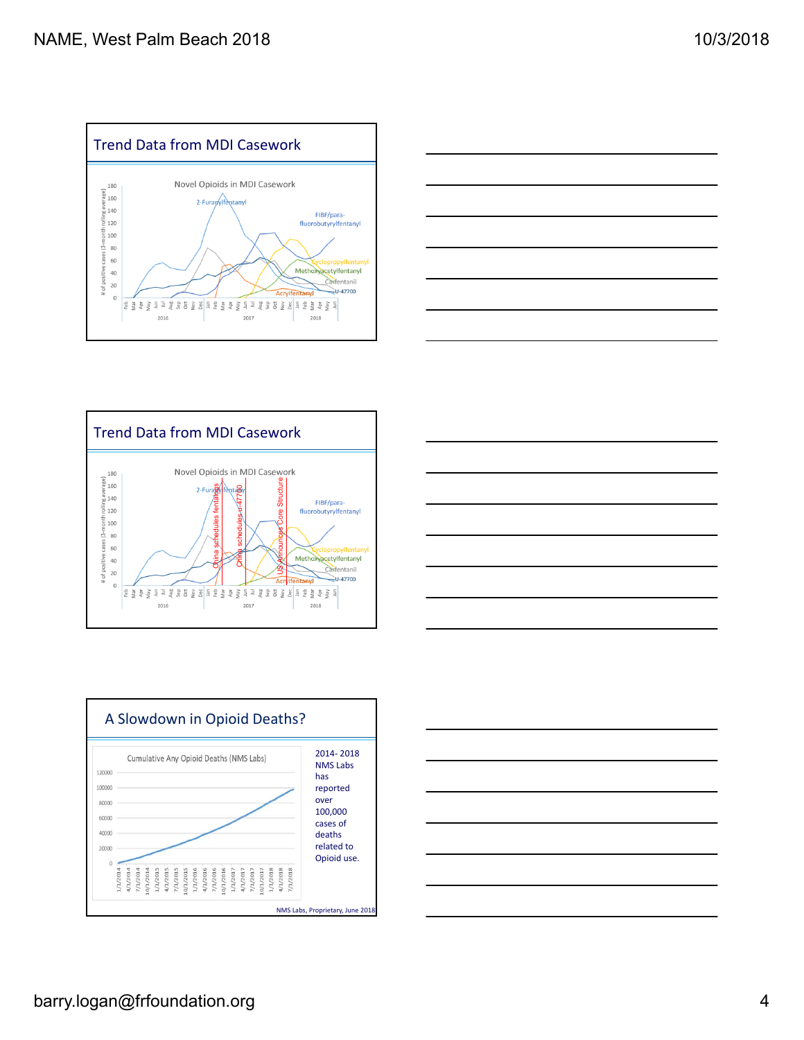## Trend Data from MDI Casework

Novel Opioids in MDI Casework

of positive cases (3-month rolling average)

180
160
140
120
100
80
60
40
20
0

2-Furanylfentanyl

FIBF/para-fluorobutyrylfentanyl

Cyclopropylfentanyl

Methoxyacetylfentanyl

Carfentanil

U-47700

Acrylfentanyl

Feb Mar Apr May Jun Jul Aug Sep Oct Nov Dec Jan Feb Mar Apr May Jun Jul Aug Sep Oct Nov Dec Jan Feb Mar Apr May Jun

2016 2017 2018

## Trend Data from MDI Casework

Novel Opioids in MDI Casework

of positive cases (3-month rolling average)

180
160
140
120
100
80
60
40
20
0

2-Furanylfentanyl

FIBF/para-fluorobutyrylfentanyl

Cyclopropylfentanyl

Methoxyacetylfentanyl

Carfentanil

U-47700

Acrylfentanyl

China schedules fentanyls

China schedules U-47700

US Announces Core Structure

Feb Mar Apr May Jun Jul Aug Sep Oct Nov Dec Jan Feb Mar Apr May Jun Jul Aug Sep Oct Nov Dec Jan Feb Mar Apr May Jun

2016 2017 2018

## A Slowdown in Opioid Deaths?

Cumulative Any Opioid Deaths (NMS Labs)

120000
100000
80000
60000
40000
20000
0

1/1/2014 4/1/2014 7/1/2014 10/1/2014 1/1/2015 4/1/2015 7/1/2015 10/1/2015 1/1/2016 4/1/2016 7/1/2016 10/1/2016 1/1/2017 4/1/2017 7/1/2017 10/1/2017 1/1/2018 4/1/2018 7/1/2018

2014- 2018 NMS Labs has reported over 100,000 cases of deaths related to Opioid use.

NMS Labs, Proprietary, June 2018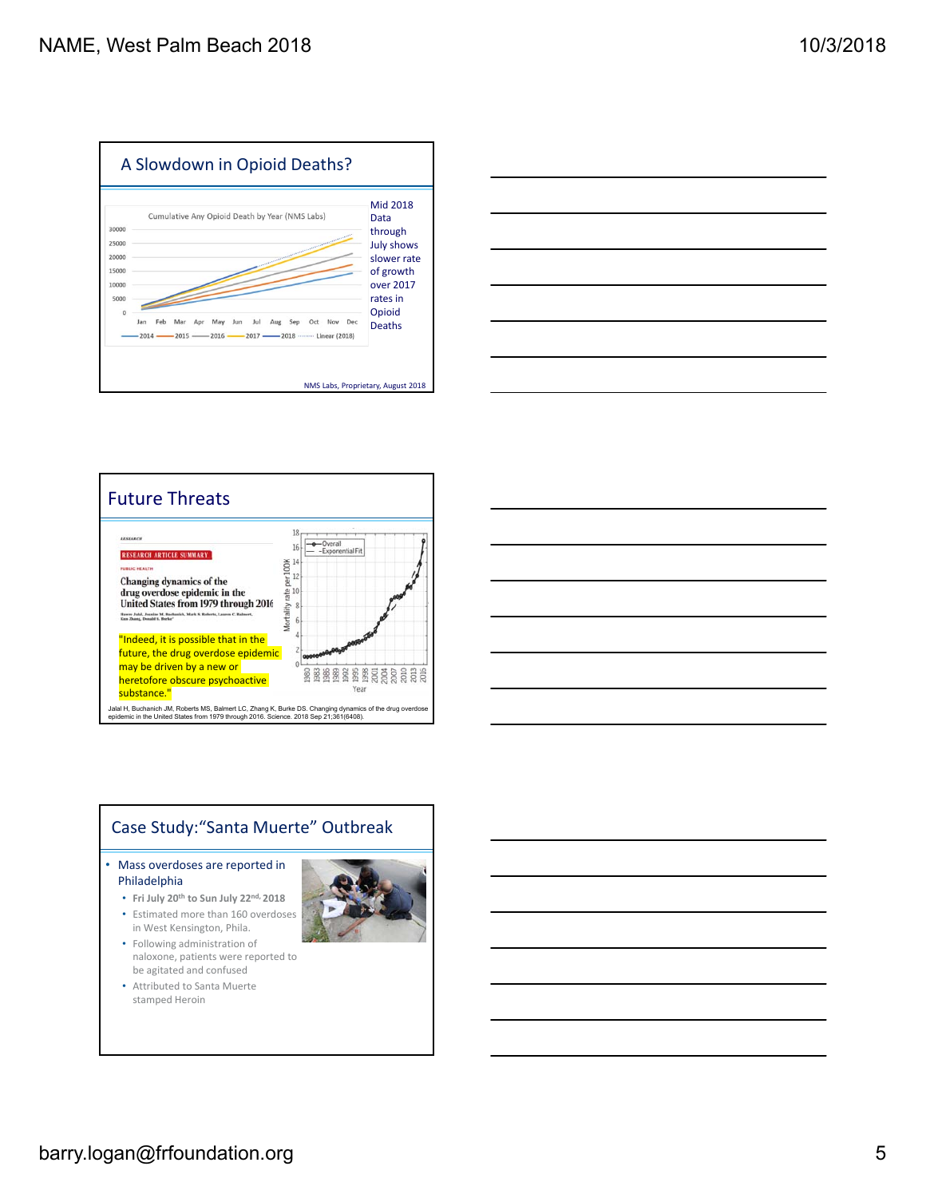## A Slowdown in Opioid Deaths?

Cumulative Any Opioid Death by Year (NMS Labs)

Mid 2018 Data through July shows slower rate of growth over 2017 rates in Opioid Deaths

NMS Labs, Proprietary, August 2018

## Future Threats

RESEARCH ARTICLE SUMMARY

PUBLIC HEALTH

Changing dynamics of the drug overdose epidemic in the United States from 1979 through 2016

"Indeed, it is possible that in the future, the drug overdose epidemic may be driven by a new or heretofore obscure psychoactive substance."

Jalal H, Buchanich JM, Roberts MS, Balmert LC, Zhang K, Burke DS. Changing dynamics of the drug overdose epidemic in the United States from 1979 through 2016. Science. 2018 Sep 21;361(6408).

## Case Study:"Santa Muerte" Outbreak

- Mass overdoses are reported in Philadelphia
  - Fri July 20th to Sun July 22nd, 2018
  - Estimated more than 160 overdoses in West Kensington, Phila.
  - Following administration of naloxone, patients were reported to be agitated and confused
  - Attributed to Santa Muerte stamped Heroin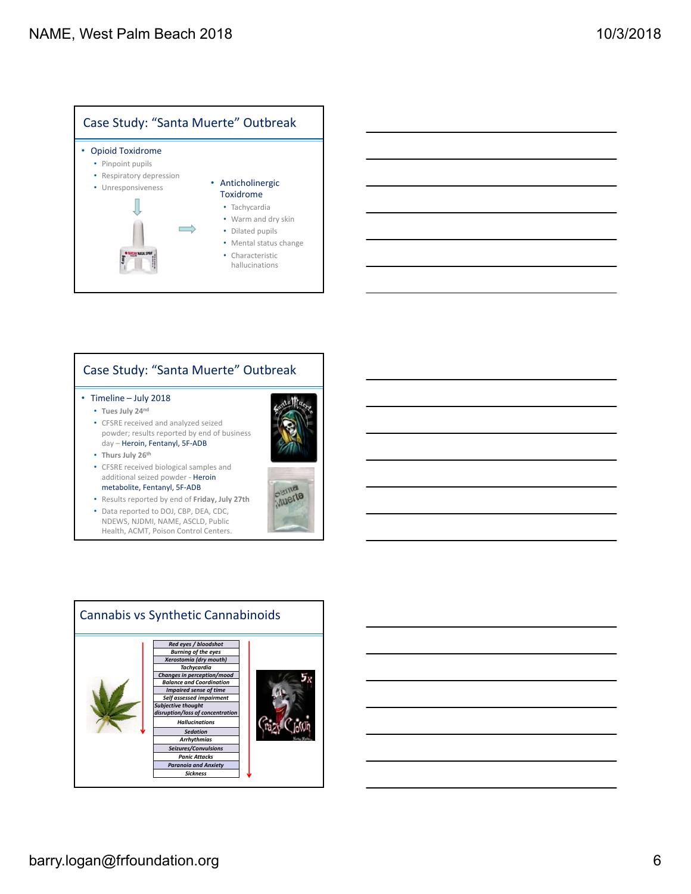## Case Study: "Santa Muerte" Outbreak

- Opioid Toxidrome
  - Pinpoint pupils
  - Respiratory depression
  - Unresponsiveness
- Anticholinergic Toxidrome
  - Tachycardia
  - Warm and dry skin
  - Dilated pupils
  - Mental status change
  - Characteristic hallucinations

## Case Study: "Santa Muerte" Outbreak

- Timeline – July 2018
  - **Tues July 24th**
  - CFSRE received and analyzed seized powder; results reported by end of business day – Heroin, Fentanyl, 5F-ADB
  - **Thurs July 26th**
  - CFSRE received biological samples and additional seized powder - Heroin metabolite, Fentanyl, 5F-ADB
  - Results reported by end of **Friday, July 27th**
  - Data reported to DOJ, CBP, DEA, CDC, NDEWS, NJDMI, NAME, ASCLD, Public Health, ACMT, Poison Control Centers.

## Cannabis vs Synthetic Cannabinoids

| |
|---|
| *Red eyes / bloodshot* |
| *Burning of the eyes* |
| *Xerostomia (dry mouth)* |
| *Tachycardia* |
| *Changes in perception/mood* |
| *Balance and Coordination* |
| *Impaired sense of time* |
| *Self assessed impairment* |
| *Subjective thought disruption/loss of concentration* |
| *Hallucinations* |
| *Sedation* |
| *Arrhythmias* |
| *Seizures/Convulsions* |
| *Panic Attacks* |
| *Paranoia and Anxiety* |
| *Sickness* |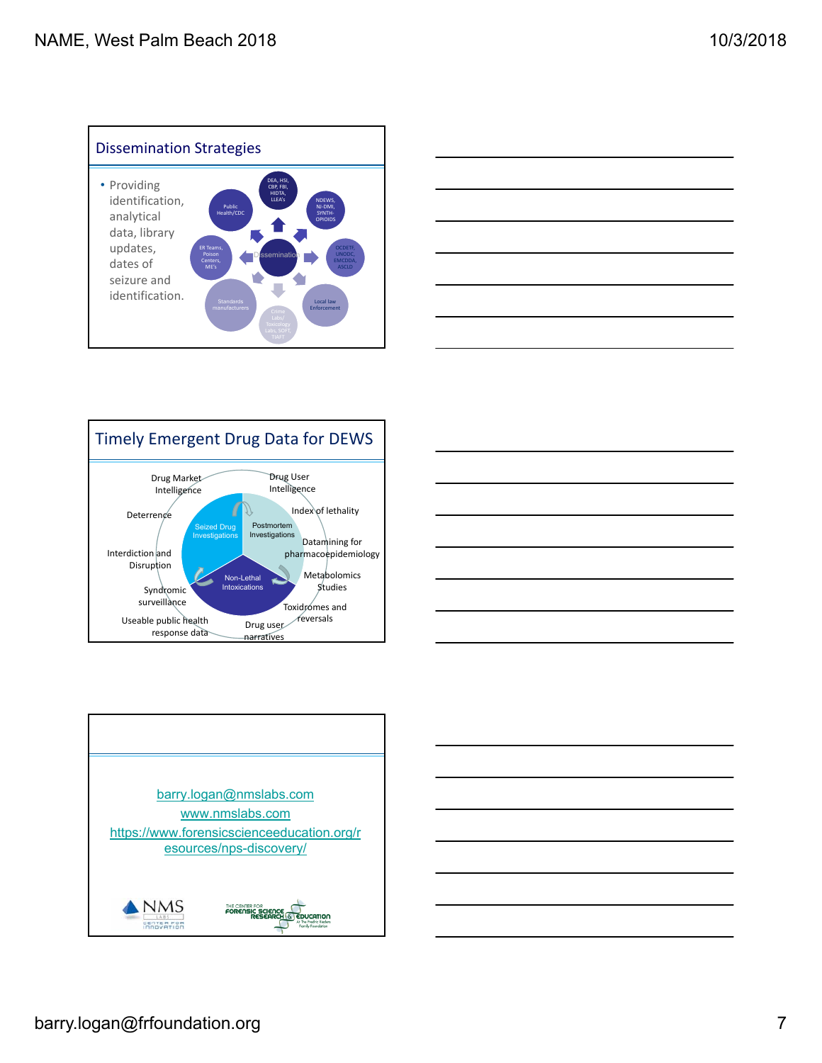## Dissemination Strategies

- Providing identification, analytical data, library updates, dates of seizure and identification.

Dissemination

DEA, HSI, CBP, FBI, HIDTA, LLEA's

NDEWS, NJ-DMI, SYNTH-OPIOIDS

OCDETF, UNODC, EMCDDA, ASCLD

Local law Enforcement

Crime Labs/ Toxicology Labs, SOFT, TIAFT

Standards manufacturers

ER Teams, Poison Centers, ME's

Public Health/CDC

## Timely Emergent Drug Data for DEWS

Drug Market Intelligence

Drug User Intelligence

Deterrence

Index of lethality

Seized Drug Investigations

Postmortem Investigations

Datamining for pharmacoepidemiology

Interdiction and Disruption

Non-Lethal Intoxications

Metabolomics Studies

Syndromic surveillance

Toxidromes and reversals

Useable public health response data

Drug user narratives

barry.logan@nmslabs.com

www.nmslabs.com

https://www.forensicscienceeducation.org/resources/nps-discovery/

NMS LABS CENTER FOR INNOVATION

THE CENTER FOR FORENSIC SCIENCE RESEARCH & EDUCATION At The Fredric Rieders Family Foundation